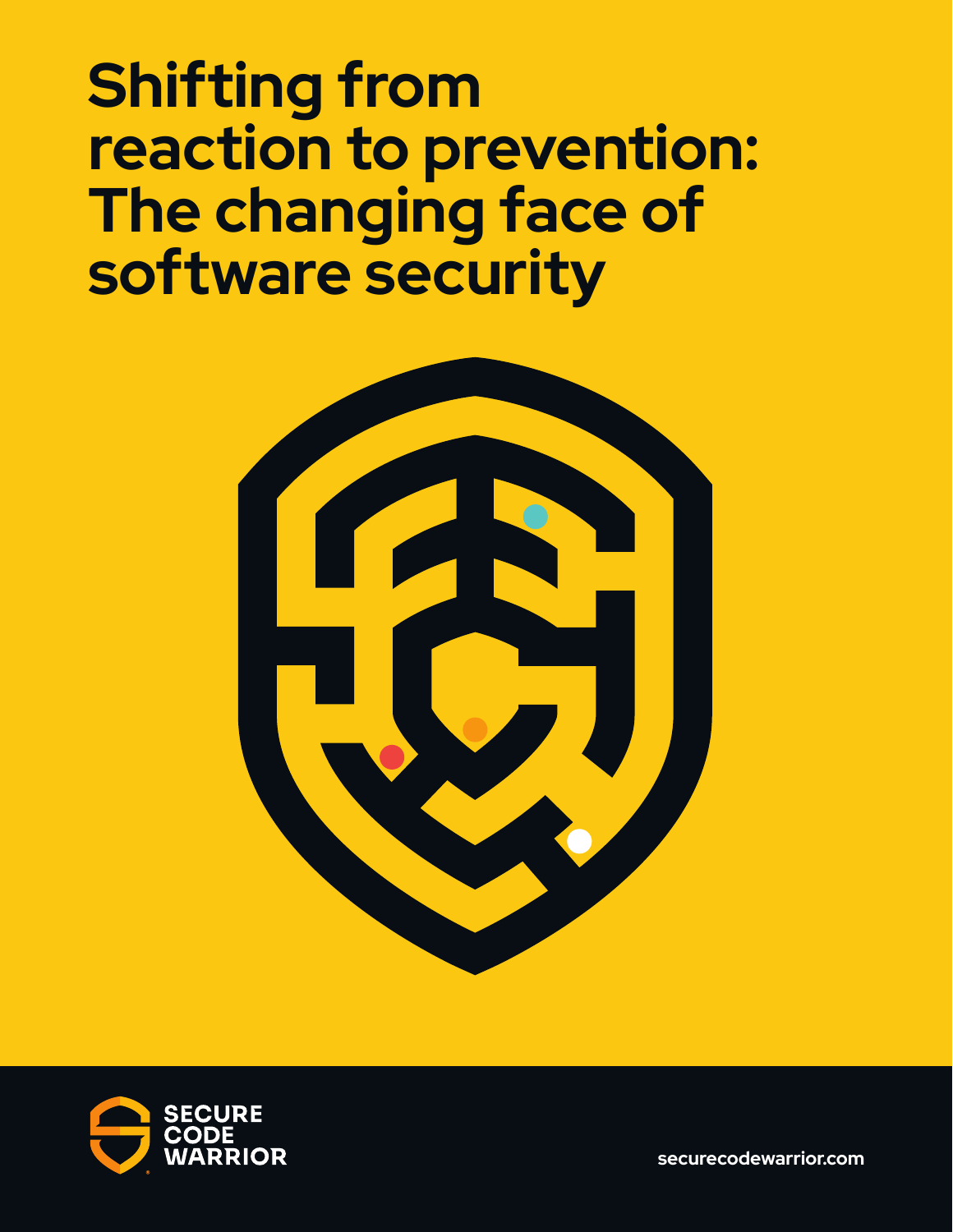# Shifting from reaction to prevention: The changing face of software security

SECURE CODE WARRIOR

securecodewarrior.com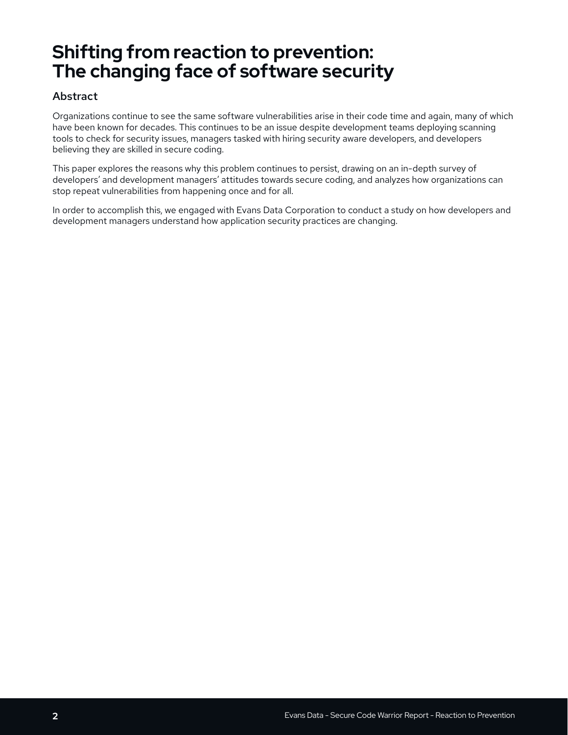# Shifting from reaction to prevention: The changing face of software security

## Abstract

Organizations continue to see the same software vulnerabilities arise in their code time and again, many of which have been known for decades. This continues to be an issue despite development teams deploying scanning tools to check for security issues, managers tasked with hiring security aware developers, and developers believing they are skilled in secure coding.

This paper explores the reasons why this problem continues to persist, drawing on an in-depth survey of developers' and development managers' attitudes towards secure coding, and analyzes how organizations can stop repeat vulnerabilities from happening once and for all.

In order to accomplish this, we engaged with Evans Data Corporation to conduct a study on how developers and development managers understand how application security practices are changing.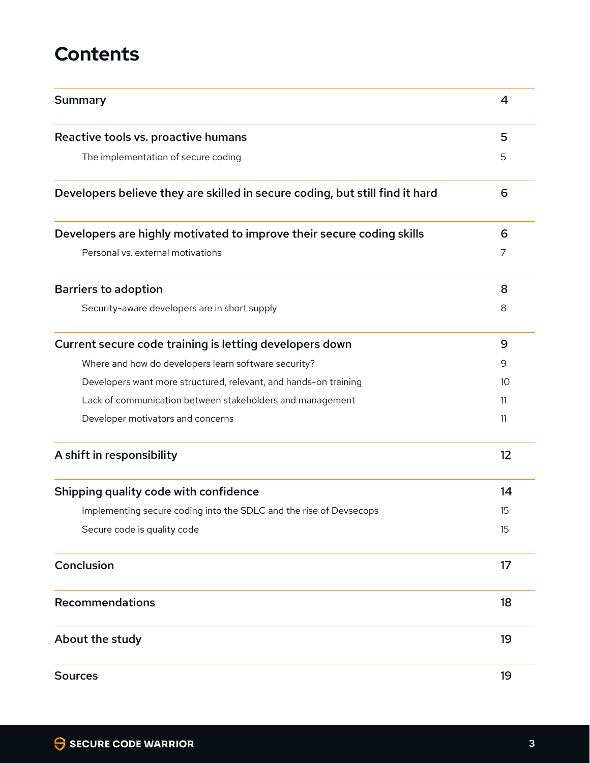# Contents

| | |
|---|---|
| **Summary** | **4** |
| **Reactive tools vs. proactive humans** | **5** |
| The implementation of secure coding | 5 |
| **Developers believe they are skilled in secure coding, but still find it hard** | **6** |
| **Developers are highly motivated to improve their secure coding skills** | **6** |
| Personal vs. external motivations | 7 |
| **Barriers to adoption** | **8** |
| Security-aware developers are in short supply | 8 |
| **Current secure code training is letting developers down** | **9** |
| Where and how do developers learn software security? | 9 |
| Developers want more structured, relevant, and hands-on training | 10 |
| Lack of communication between stakeholders and management | 11 |
| Developer motivators and concerns | 11 |
| **A shift in responsibility** | **12** |
| **Shipping quality code with confidence** | **14** |
| Implementing secure coding into the SDLC and the rise of Devsecops | 15 |
| Secure code is quality code | 15 |
| **Conclusion** | **17** |
| **Recommendations** | **18** |
| **About the study** | **19** |
| **Sources** | **19** |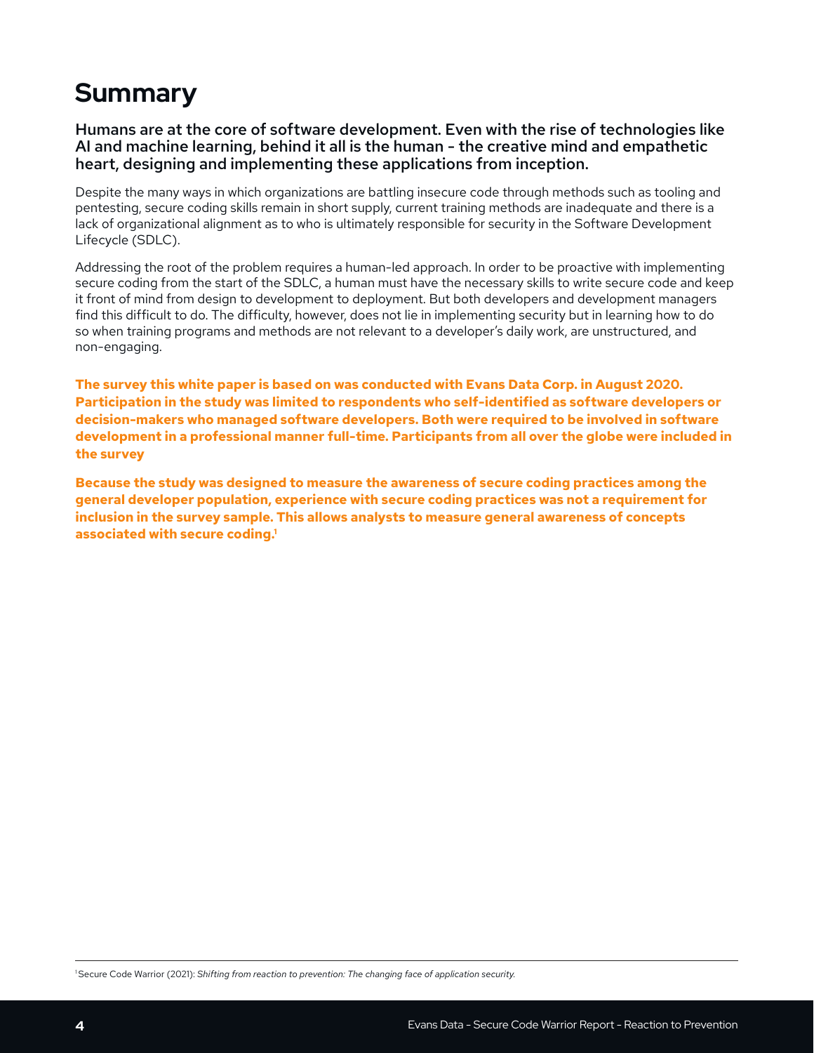# Summary

**Humans are at the core of software development. Even with the rise of technologies like AI and machine learning, behind it all is the human - the creative mind and empathetic heart, designing and implementing these applications from inception.**

Despite the many ways in which organizations are battling insecure code through methods such as tooling and pentesting, secure coding skills remain in short supply, current training methods are inadequate and there is a lack of organizational alignment as to who is ultimately responsible for security in the Software Development Lifecycle (SDLC).

Addressing the root of the problem requires a human-led approach. In order to be proactive with implementing secure coding from the start of the SDLC, a human must have the necessary skills to write secure code and keep it front of mind from design to development to deployment. But both developers and development managers find this difficult to do. The difficulty, however, does not lie in implementing security but in learning how to do so when training programs and methods are not relevant to a developer's daily work, are unstructured, and non-engaging.

**The survey this white paper is based on was conducted with Evans Data Corp. in August 2020. Participation in the study was limited to respondents who self-identified as software developers or decision-makers who managed software developers. Both were required to be involved in software development in a professional manner full-time. Participants from all over the globe were included in the survey**

**Because the study was designed to measure the awareness of secure coding practices among the general developer population, experience with secure coding practices was not a requirement for inclusion in the survey sample. This allows analysts to measure general awareness of concepts associated with secure coding.[1]**

---

[1] Secure Code Warrior (2021): *Shifting from reaction to prevention: The changing face of application security.*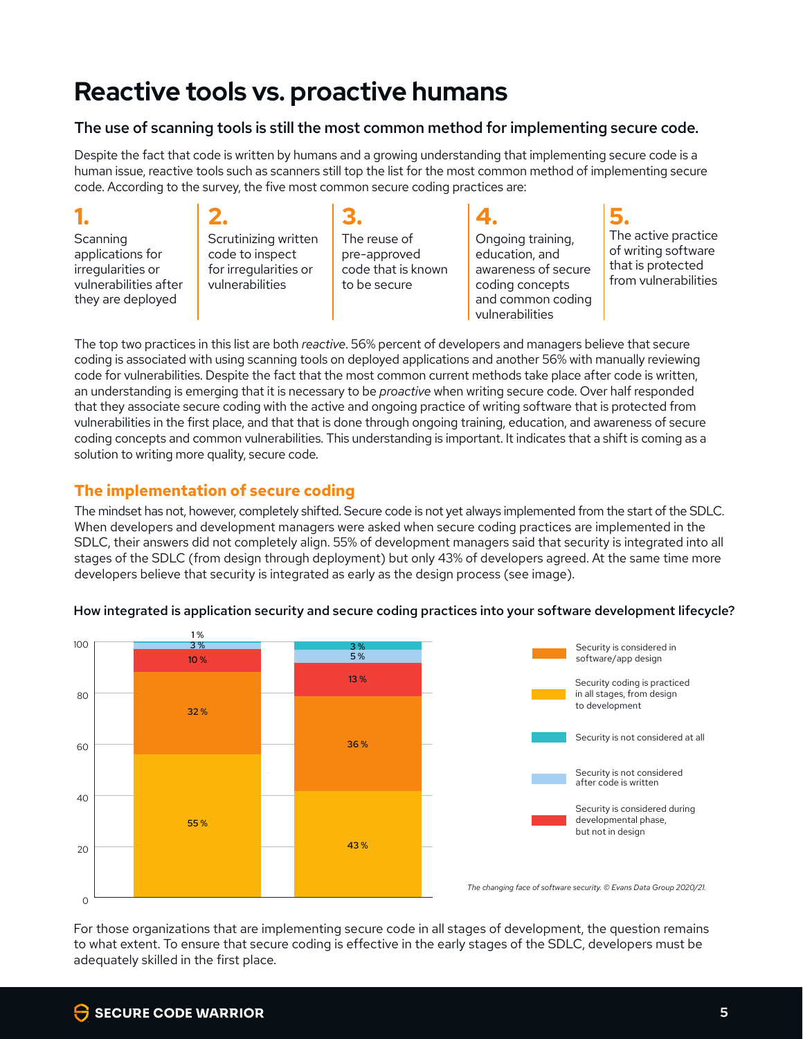# Reactive tools vs. proactive humans

### The use of scanning tools is still the most common method for implementing secure code.

Despite the fact that code is written by humans and a growing understanding that implementing secure code is a human issue, reactive tools such as scanners still top the list for the most common method of implementing secure code. According to the survey, the five most common secure coding practices are:

1. Scanning applications for irregularities or vulnerabilities after they are deployed
2. Scrutinizing written code to inspect for irregularities or vulnerabilities
3. The reuse of pre-approved code that is known to be secure
4. Ongoing training, education, and awareness of secure coding concepts and common coding vulnerabilities
5. The active practice of writing software that is protected from vulnerabilities

The top two practices in this list are both *reactive*. 56% percent of developers and managers believe that secure coding is associated with using scanning tools on deployed applications and another 56% with manually reviewing code for vulnerabilities. Despite the fact that the most common current methods take place after code is written, an understanding is emerging that it is necessary to be *proactive* when writing secure code. Over half responded that they associate secure coding with the active and ongoing practice of writing software that is protected from vulnerabilities in the first place, and that that is done through ongoing training, education, and awareness of secure coding concepts and common vulnerabilities. This understanding is important. It indicates that a shift is coming as a solution to writing more quality, secure code.

## The implementation of secure coding

The mindset has not, however, completely shifted. Secure code is not yet always implemented from the start of the SDLC. When developers and development managers were asked when secure coding practices are implemented in the SDLC, their answers did not completely align. 55% of development managers said that security is integrated into all stages of the SDLC (from design through deployment) but only 43% of developers agreed. At the same time more developers believe that security is integrated as early as the design process (see image).

**How integrated is application security and secure coding practices into your software development lifecycle?**

| | | |
|---|---|---|
| Security coding is practiced in all stages, from design to development | 55 % | 43 % |
| Security is considered in software/app design | 32 % | 36 % |
| Security is considered during developmental phase, but not in design | 10 % | 13 % |
| Security is not considered after code is written | 3 % | 5 % |
| Security is not considered at all | 1 % | 3 % |

*The changing face of software security. © Evans Data Group 2020/21.*

For those organizations that are implementing secure code in all stages of development, the question remains to what extent. To ensure that secure coding is effective in the early stages of the SDLC, developers must be adequately skilled in the first place.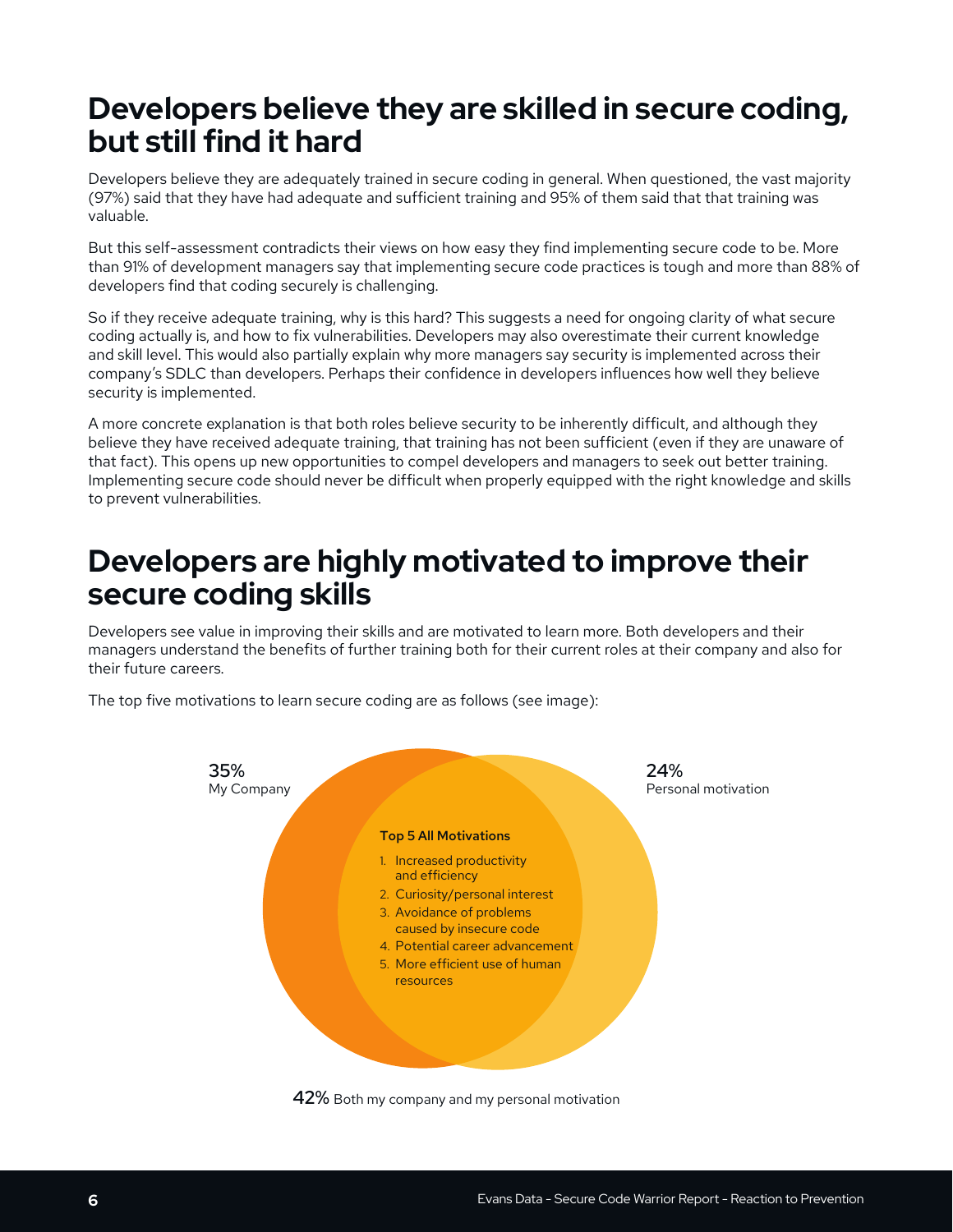# Developers believe they are skilled in secure coding, but still find it hard

Developers believe they are adequately trained in secure coding in general. When questioned, the vast majority (97%) said that they have had adequate and sufficient training and 95% of them said that that training was valuable.

But this self-assessment contradicts their views on how easy they find implementing secure code to be. More than 91% of development managers say that implementing secure code practices is tough and more than 88% of developers find that coding securely is challenging.

So if they receive adequate training, why is this hard? This suggests a need for ongoing clarity of what secure coding actually is, and how to fix vulnerabilities. Developers may also overestimate their current knowledge and skill level. This would also partially explain why more managers say security is implemented across their company's SDLC than developers. Perhaps their confidence in developers influences how well they believe security is implemented.

A more concrete explanation is that both roles believe security to be inherently difficult, and although they believe they have received adequate training, that training has not been sufficient (even if they are unaware of that fact). This opens up new opportunities to compel developers and managers to seek out better training. Implementing secure code should never be difficult when properly equipped with the right knowledge and skills to prevent vulnerabilities.

# Developers are highly motivated to improve their secure coding skills

Developers see value in improving their skills and are motivated to learn more. Both developers and their managers understand the benefits of further training both for their current roles at their company and also for their future careers.

The top five motivations to learn secure coding are as follows (see image):

35% My Company

24% Personal motivation

**Top 5 All Motivations**

1. Increased productivity and efficiency
2. Curiosity/personal interest
3. Avoidance of problems caused by insecure code
4. Potential career advancement
5. More efficient use of human resources

42% Both my company and my personal motivation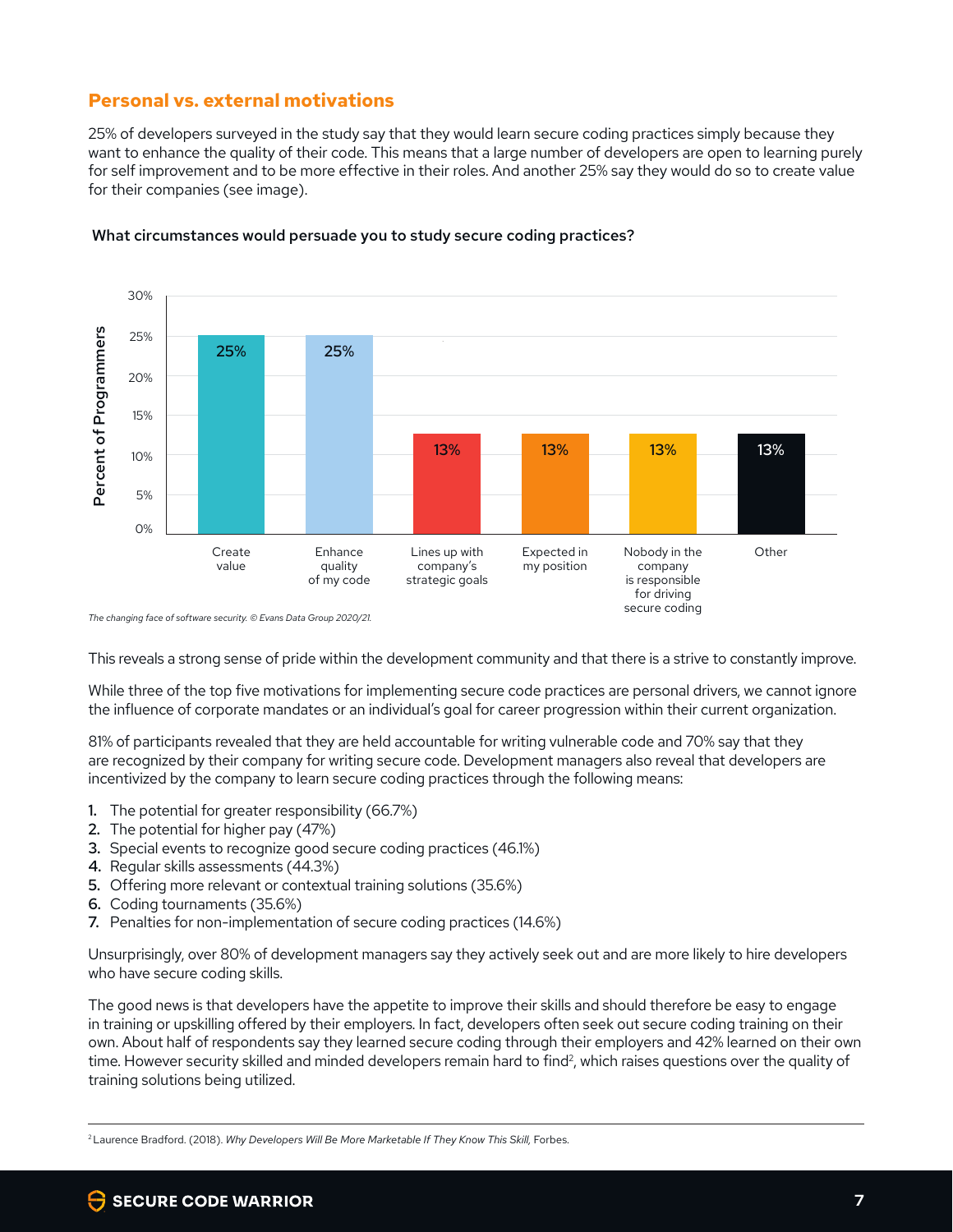## Personal vs. external motivations

25% of developers surveyed in the study say that they would learn secure coding practices simply because they want to enhance the quality of their code. This means that a large number of developers are open to learning purely for self improvement and to be more effective in their roles. And another 25% say they would do so to create value for their companies (see image).

**What circumstances would persuade you to study secure coding practices?**

| Circumstance | Percent of Programmers |
|---|---|
| Create value | 25% |
| Enhance quality of my code | 25% |
| Lines up with company's strategic goals | 13% |
| Expected in my position | 13% |
| Nobody in the company is responsible for driving secure coding | 13% |
| Other | 13% |

*The changing face of software security. © Evans Data Group 2020/21.*

This reveals a strong sense of pride within the development community and that there is a strive to constantly improve.

While three of the top five motivations for implementing secure code practices are personal drivers, we cannot ignore the influence of corporate mandates or an individual's goal for career progression within their current organization.

81% of participants revealed that they are held accountable for writing vulnerable code and 70% say that they are recognized by their company for writing secure code. Development managers also reveal that developers are incentivized by the company to learn secure coding practices through the following means:

1. The potential for greater responsibility (66.7%)
2. The potential for higher pay (47%)
3. Special events to recognize good secure coding practices (46.1%)
4. Regular skills assessments (44.3%)
5. Offering more relevant or contextual training solutions (35.6%)
6. Coding tournaments (35.6%)
7. Penalties for non-implementation of secure coding practices (14.6%)

Unsurprisingly, over 80% of development managers say they actively seek out and are more likely to hire developers who have secure coding skills.

The good news is that developers have the appetite to improve their skills and should therefore be easy to engage in training or upskilling offered by their employers. In fact, developers often seek out secure coding training on their own. About half of respondents say they learned secure coding through their employers and 42% learned on their own time. However security skilled and minded developers remain hard to find[2], which raises questions over the quality of training solutions being utilized.

[2] Laurence Bradford. (2018). *Why Developers Will Be More Marketable If They Know This Skill,* Forbes.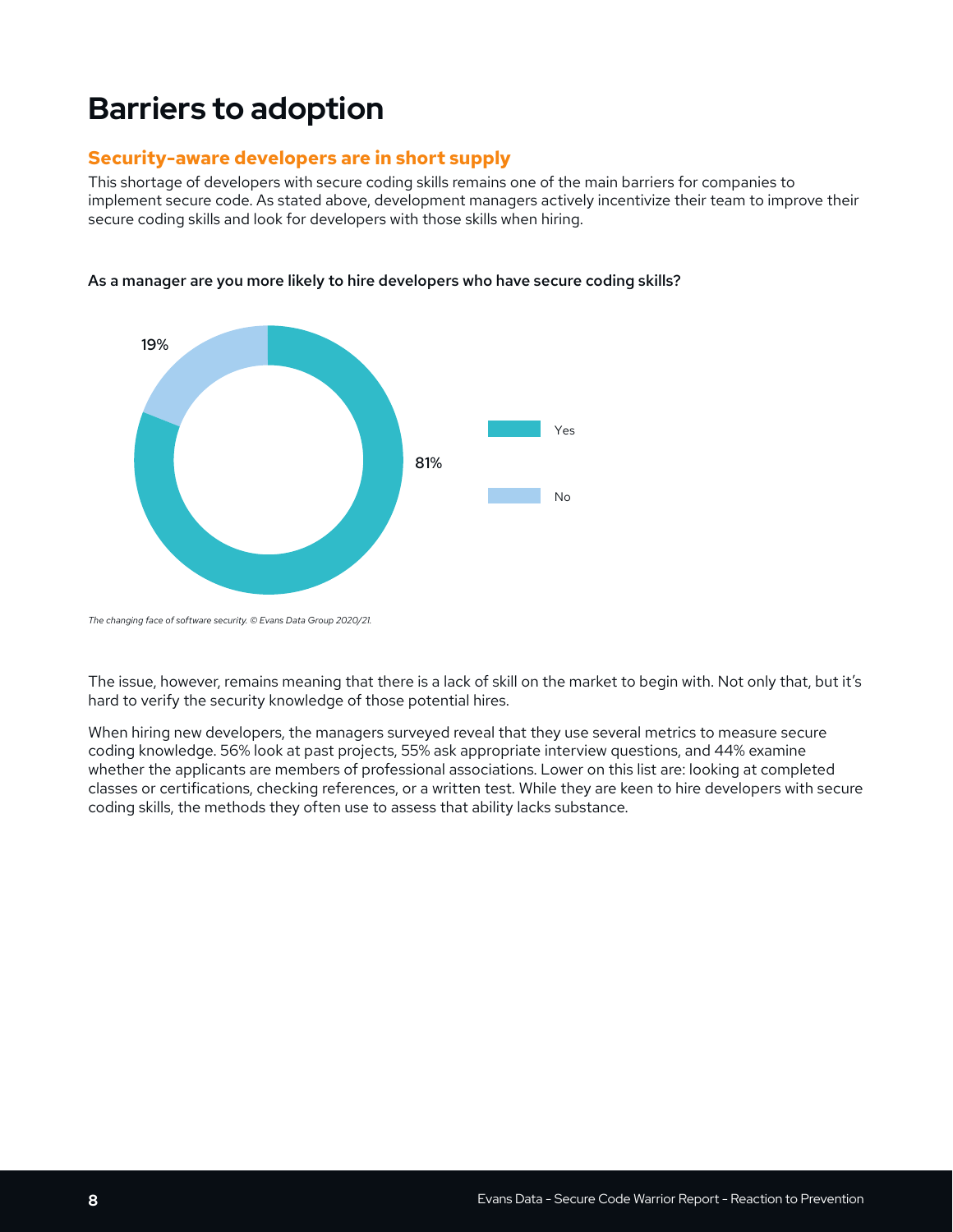# Barriers to adoption

## Security-aware developers are in short supply

This shortage of developers with secure coding skills remains one of the main barriers for companies to implement secure code. As stated above, development managers actively incentivize their team to improve their secure coding skills and look for developers with those skills when hiring.

**As a manager are you more likely to hire developers who have secure coding skills?**

| Response | Percentage |
| --- | --- |
| Yes | 81% |
| No | 19% |

*The changing face of software security. © Evans Data Group 2020/21.*

The issue, however, remains meaning that there is a lack of skill on the market to begin with. Not only that, but it's hard to verify the security knowledge of those potential hires.

When hiring new developers, the managers surveyed reveal that they use several metrics to measure secure coding knowledge. 56% look at past projects, 55% ask appropriate interview questions, and 44% examine whether the applicants are members of professional associations. Lower on this list are: looking at completed classes or certifications, checking references, or a written test. While they are keen to hire developers with secure coding skills, the methods they often use to assess that ability lacks substance.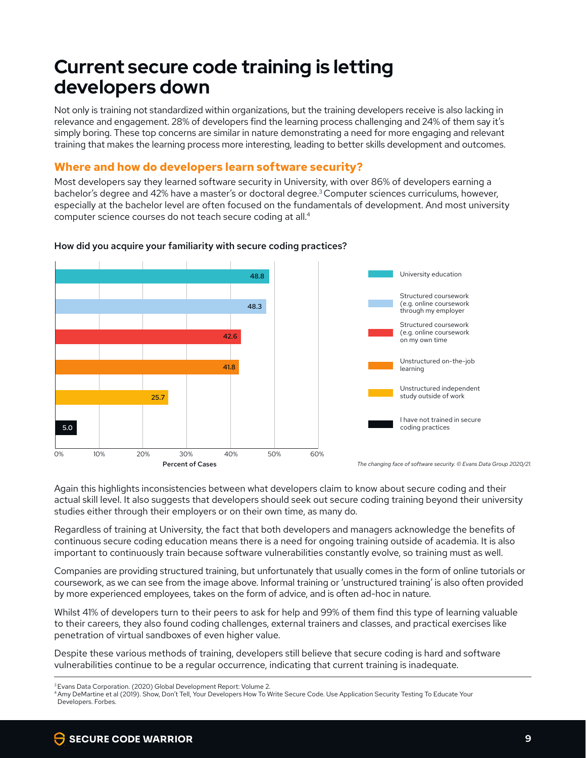# Current secure code training is letting developers down

Not only is training not standardized within organizations, but the training developers receive is also lacking in relevance and engagement. 28% of developers find the learning process challenging and 24% of them say it's simply boring. These top concerns are similar in nature demonstrating a need for more engaging and relevant training that makes the learning process more interesting, leading to better skills development and outcomes.

## Where and how do developers learn software security?

Most developers say they learned software security in University, with over 86% of developers earning a bachelor's degree and 42% have a master's or doctoral degree.[3] Computer sciences curriculums, however, especially at the bachelor level are often focused on the fundamentals of development. And most university computer science courses do not teach secure coding at all.[4]

**How did you acquire your familiarity with secure coding practices?**

| Response | Percent of Cases |
| --- | --- |
| University education | 48.8 |
| Structured coursework (e.g. online coursework through my employer | 48.3 |
| Structured coursework (e.g. online coursework on my own time | 42.6 |
| Unstructured on-the-job learning | 41.8 |
| Unstructured independent study outside of work | 25.7 |
| I have not trained in secure coding practices | 5.0 |

*The changing face of software security. © Evans Data Group 2020/21.*

Again this highlights inconsistencies between what developers claim to know about secure coding and their actual skill level. It also suggests that developers should seek out secure coding training beyond their university studies either through their employers or on their own time, as many do.

Regardless of training at University, the fact that both developers and managers acknowledge the benefits of continuous secure coding education means there is a need for ongoing training outside of academia. It is also important to continuously train because software vulnerabilities constantly evolve, so training must as well.

Companies are providing structured training, but unfortunately that usually comes in the form of online tutorials or coursework, as we can see from the image above. Informal training or 'unstructured training' is also often provided by more experienced employees, takes on the form of advice, and is often ad-hoc in nature.

Whilst 41% of developers turn to their peers to ask for help and 99% of them find this type of learning valuable to their careers, they also found coding challenges, external trainers and classes, and practical exercises like penetration of virtual sandboxes of even higher value.

Despite these various methods of training, developers still believe that secure coding is hard and software vulnerabilities continue to be a regular occurrence, indicating that current training is inadequate.

---

[3] Evans Data Corporation. (2020) Global Development Report: Volume 2.

[4] Amy DeMartine et al (2019). Show, Don't Tell, Your Developers How To Write Secure Code. Use Application Security Testing To Educate Your Developers. Forbes.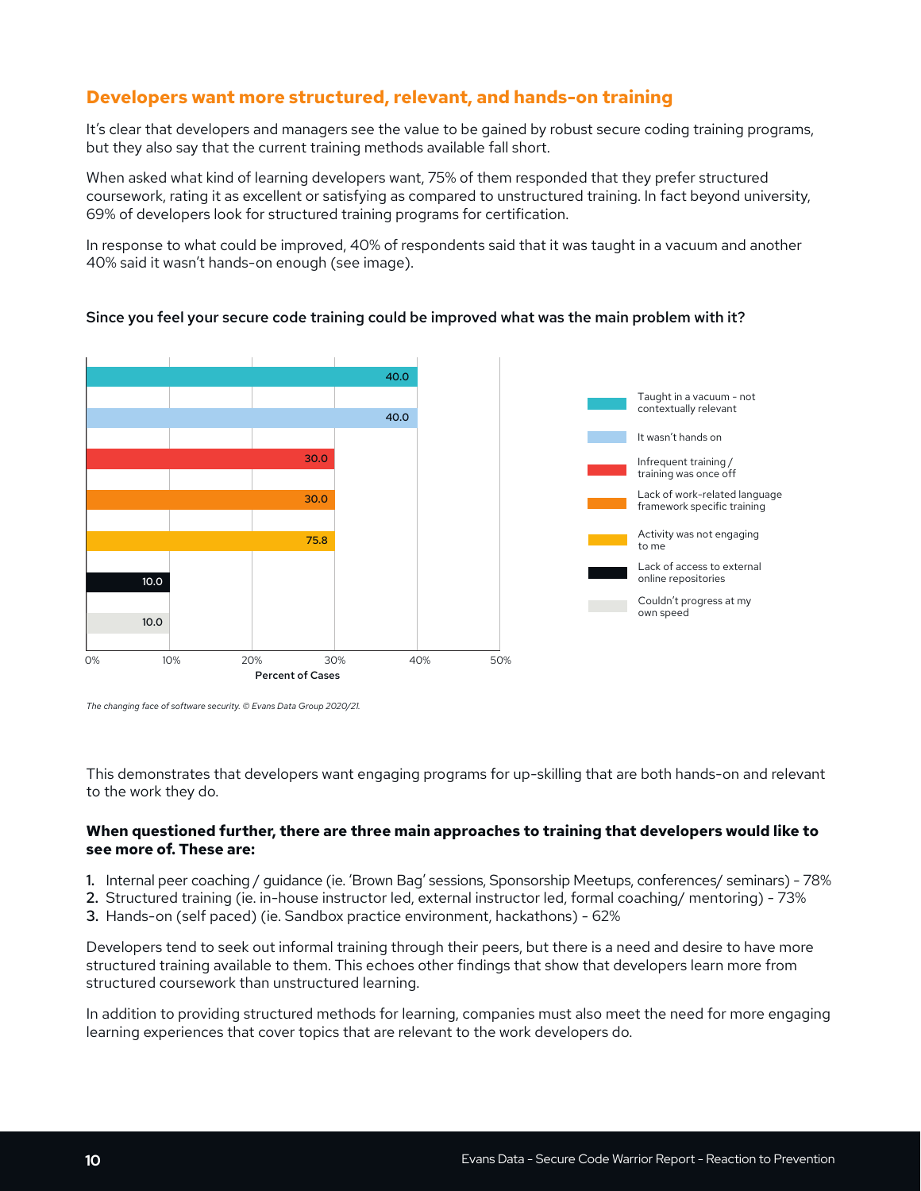## Developers want more structured, relevant, and hands-on training

It's clear that developers and managers see the value to be gained by robust secure coding training programs, but they also say that the current training methods available fall short.

When asked what kind of learning developers want, 75% of them responded that they prefer structured coursework, rating it as excellent or satisfying as compared to unstructured training. In fact beyond university, 69% of developers look for structured training programs for certification.

In response to what could be improved, 40% of respondents said that it was taught in a vacuum and another 40% said it wasn't hands-on enough (see image).

**Since you feel your secure code training could be improved what was the main problem with it?**

| Response | Percent of Cases |
|---|---|
| Taught in a vacuum - not contextually relevant | 40.0 |
| It wasn't hands on | 40.0 |
| Infrequent training / training was once off | 30.0 |
| Lack of work-related language framework specific training | 30.0 |
| Activity was not engaging to me | 75.8 |
| Lack of access to external online repositories | 10.0 |
| Couldn't progress at my own speed | 10.0 |

*The changing face of software security. © Evans Data Group 2020/21.*

This demonstrates that developers want engaging programs for up-skilling that are both hands-on and relevant to the work they do.

**When questioned further, there are three main approaches to training that developers would like to see more of. These are:**

1. Internal peer coaching / guidance (ie. 'Brown Bag' sessions, Sponsorship Meetups, conferences/ seminars) - 78%
2. Structured training (ie. in-house instructor led, external instructor led, formal coaching/ mentoring) - 73%
3. Hands-on (self paced) (ie. Sandbox practice environment, hackathons) - 62%

Developers tend to seek out informal training through their peers, but there is a need and desire to have more structured training available to them. This echoes other findings that show that developers learn more from structured coursework than unstructured learning.

In addition to providing structured methods for learning, companies must also meet the need for more engaging learning experiences that cover topics that are relevant to the work developers do.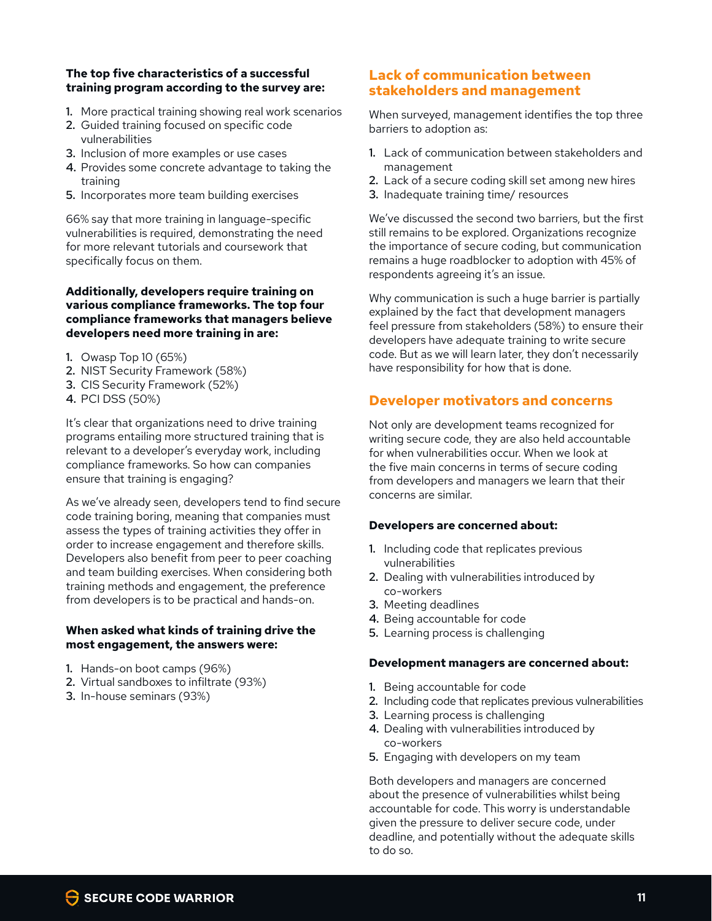**The top five characteristics of a successful training program according to the survey are:**

1. More practical training showing real work scenarios
2. Guided training focused on specific code vulnerabilities
3. Inclusion of more examples or use cases
4. Provides some concrete advantage to taking the training
5. Incorporates more team building exercises

66% say that more training in language-specific vulnerabilities is required, demonstrating the need for more relevant tutorials and coursework that specifically focus on them.

**Additionally, developers require training on various compliance frameworks. The top four compliance frameworks that managers believe developers need more training in are:**

1. Owasp Top 10 (65%)
2. NIST Security Framework (58%)
3. CIS Security Framework (52%)
4. PCI DSS (50%)

It's clear that organizations need to drive training programs entailing more structured training that is relevant to a developer's everyday work, including compliance frameworks. So how can companies ensure that training is engaging?

As we've already seen, developers tend to find secure code training boring, meaning that companies must assess the types of training activities they offer in order to increase engagement and therefore skills. Developers also benefit from peer to peer coaching and team building exercises. When considering both training methods and engagement, the preference from developers is to be practical and hands-on.

**When asked what kinds of training drive the most engagement, the answers were:**

1. Hands-on boot camps (96%)
2. Virtual sandboxes to infiltrate (93%)
3. In-house seminars (93%)

## Lack of communication between stakeholders and management

When surveyed, management identifies the top three barriers to adoption as:

1. Lack of communication between stakeholders and management
2. Lack of a secure coding skill set among new hires
3. Inadequate training time/ resources

We've discussed the second two barriers, but the first still remains to be explored. Organizations recognize the importance of secure coding, but communication remains a huge roadblocker to adoption with 45% of respondents agreeing it's an issue.

Why communication is such a huge barrier is partially explained by the fact that development managers feel pressure from stakeholders (58%) to ensure their developers have adequate training to write secure code. But as we will learn later, they don't necessarily have responsibility for how that is done.

## Developer motivators and concerns

Not only are development teams recognized for writing secure code, they are also held accountable for when vulnerabilities occur. When we look at the five main concerns in terms of secure coding from developers and managers we learn that their concerns are similar.

**Developers are concerned about:**

1. Including code that replicates previous vulnerabilities
2. Dealing with vulnerabilities introduced by co-workers
3. Meeting deadlines
4. Being accountable for code
5. Learning process is challenging

**Development managers are concerned about:**

1. Being accountable for code
2. Including code that replicates previous vulnerabilities
3. Learning process is challenging
4. Dealing with vulnerabilities introduced by co-workers
5. Engaging with developers on my team

Both developers and managers are concerned about the presence of vulnerabilities whilst being accountable for code. This worry is understandable given the pressure to deliver secure code, under deadline, and potentially without the adequate skills to do so.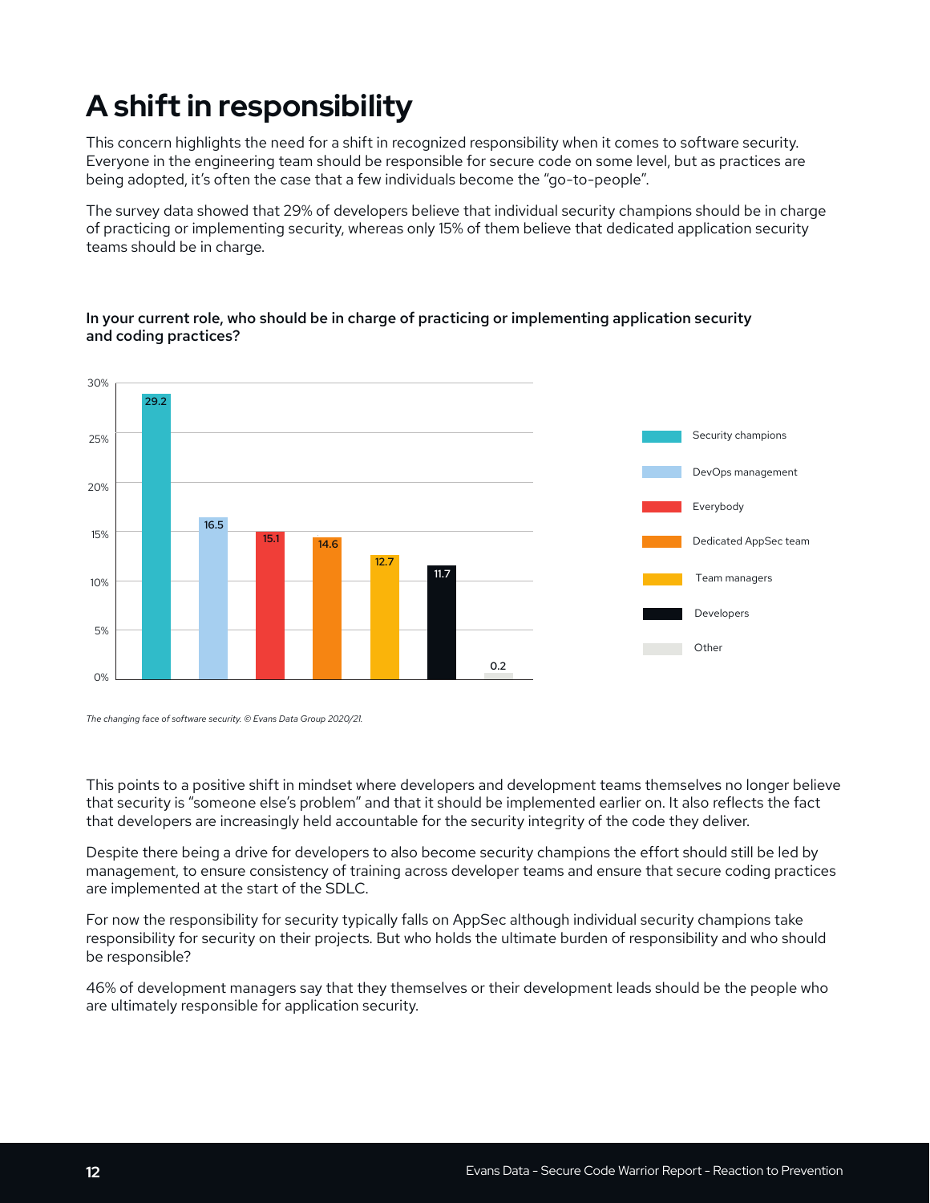# A shift in responsibility

This concern highlights the need for a shift in recognized responsibility when it comes to software security. Everyone in the engineering team should be responsible for secure code on some level, but as practices are being adopted, it's often the case that a few individuals become the "go-to-people".

The survey data showed that 29% of developers believe that individual security champions should be in charge of practicing or implementing security, whereas only 15% of them believe that dedicated application security teams should be in charge.

**In your current role, who should be in charge of practicing or implementing application security and coding practices?**

| Response | % |
|---|---|
| Security champions | 29.2 |
| DevOps management | 16.5 |
| Everybody | 15.1 |
| Dedicated AppSec team | 14.6 |
| Team managers | 12.7 |
| Developers | 11.7 |
| Other | 0.2 |

*The changing face of software security. © Evans Data Group 2020/21.*

This points to a positive shift in mindset where developers and development teams themselves no longer believe that security is "someone else's problem" and that it should be implemented earlier on. It also reflects the fact that developers are increasingly held accountable for the security integrity of the code they deliver.

Despite there being a drive for developers to also become security champions the effort should still be led by management, to ensure consistency of training across developer teams and ensure that secure coding practices are implemented at the start of the SDLC.

For now the responsibility for security typically falls on AppSec although individual security champions take responsibility for security on their projects. But who holds the ultimate burden of responsibility and who should be responsible?

46% of development managers say that they themselves or their development leads should be the people who are ultimately responsible for application security.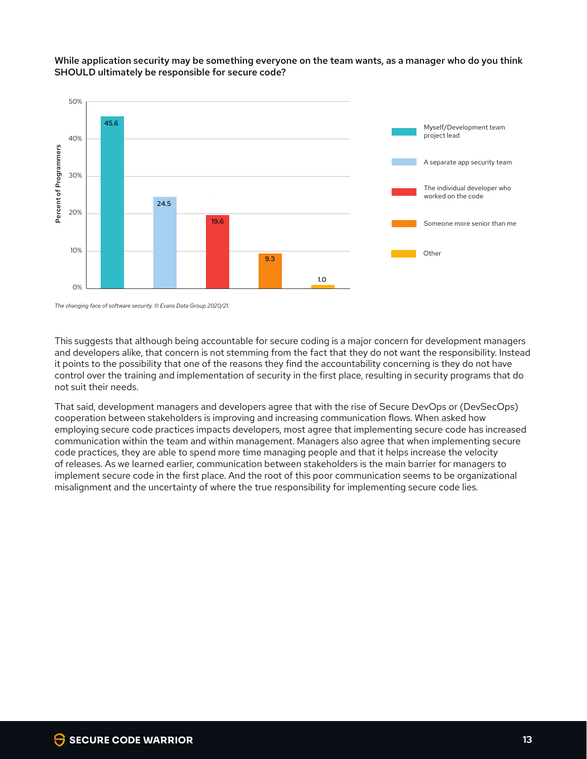**While application security may be something everyone on the team wants, as a manager who do you think SHOULD ultimately be responsible for secure code?**

| Response | Percent of Programmers |
|---|---|
| Myself/Development team project lead | 45.6 |
| A separate app security team | 24.5 |
| The individual developer who worked on the code | 19.6 |
| Someone more senior than me | 9.3 |
| Other | 1.0 |

*The changing face of software security. © Evans Data Group 2020/21.*

This suggests that although being accountable for secure coding is a major concern for development managers and developers alike, that concern is not stemming from the fact that they do not want the responsibility. Instead it points to the possibility that one of the reasons they find the accountability concerning is they do not have control over the training and implementation of security in the first place, resulting in security programs that do not suit their needs.

That said, development managers and developers agree that with the rise of Secure DevOps or (DevSecOps) cooperation between stakeholders is improving and increasing communication flows. When asked how employing secure code practices impacts developers, most agree that implementing secure code has increased communication within the team and within management. Managers also agree that when implementing secure code practices, they are able to spend more time managing people and that it helps increase the velocity of releases. As we learned earlier, communication between stakeholders is the main barrier for managers to implement secure code in the first place. And the root of this poor communication seems to be organizational misalignment and the uncertainty of where the true responsibility for implementing secure code lies.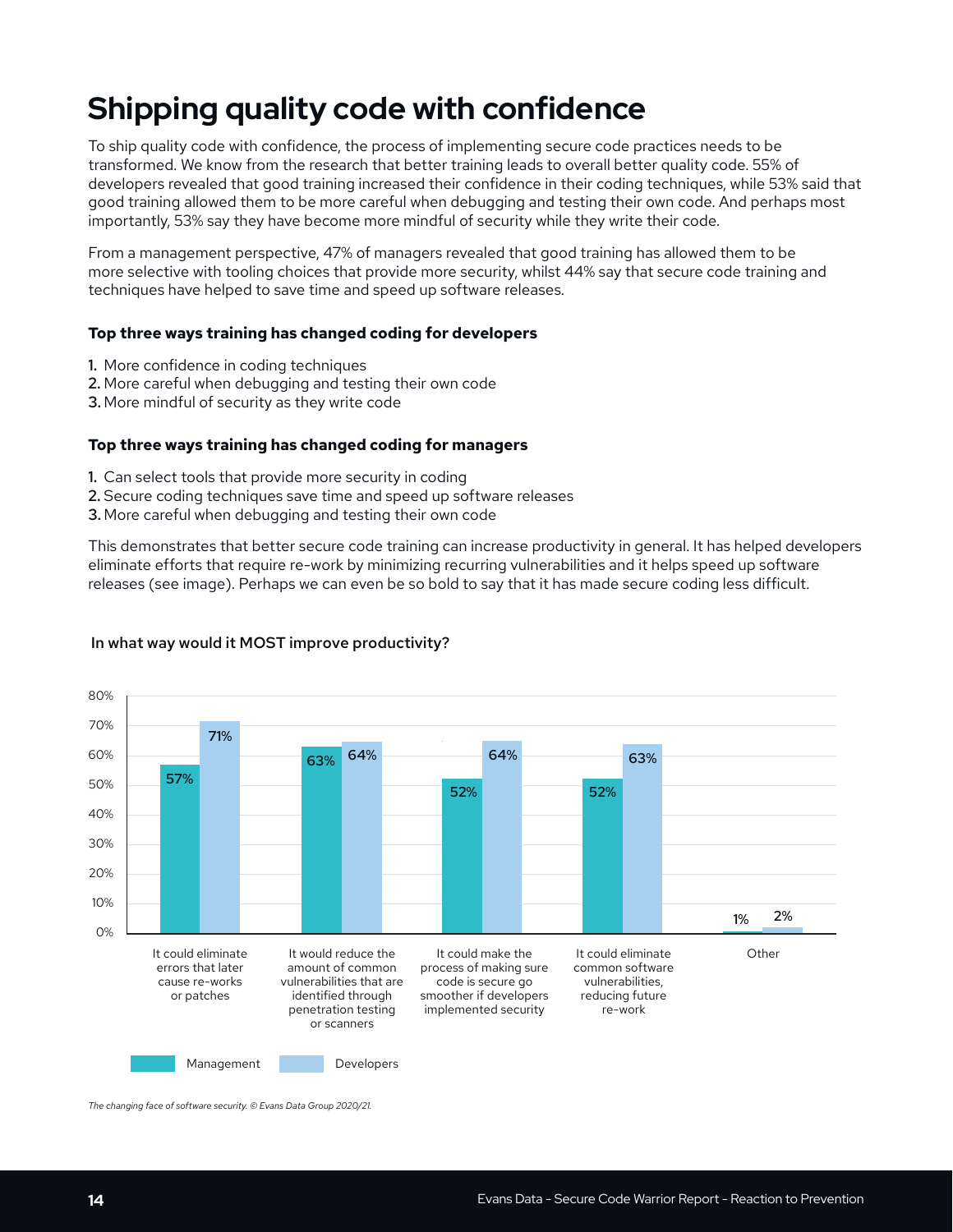# Shipping quality code with confidence

To ship quality code with confidence, the process of implementing secure code practices needs to be transformed. We know from the research that better training leads to overall better quality code. 55% of developers revealed that good training increased their confidence in their coding techniques, while 53% said that good training allowed them to be more careful when debugging and testing their own code. And perhaps most importantly, 53% say they have become more mindful of security while they write their code.

From a management perspective, 47% of managers revealed that good training has allowed them to be more selective with tooling choices that provide more security, whilst 44% say that secure code training and techniques have helped to save time and speed up software releases.

**Top three ways training has changed coding for developers**

1. More confidence in coding techniques
2. More careful when debugging and testing their own code
3. More mindful of security as they write code

**Top three ways training has changed coding for managers**

1. Can select tools that provide more security in coding
2. Secure coding techniques save time and speed up software releases
3. More careful when debugging and testing their own code

This demonstrates that better secure code training can increase productivity in general. It has helped developers eliminate efforts that require re-work by minimizing recurring vulnerabilities and it helps speed up software releases (see image). Perhaps we can even be so bold to say that it has made secure coding less difficult.

**In what way would it MOST improve productivity?**

| | Management | Developers |
|---|---|---|
| It could eliminate errors that later cause re-works or patches | 57% | 71% |
| It would reduce the amount of common vulnerabilities that are identified through penetration testing or scanners | 63% | 64% |
| It could make the process of making sure code is secure go smoother if developers implemented security | 52% | 64% |
| It could eliminate common software vulnerabilities, reducing future re-work | 52% | 63% |
| Other | 1% | 2% |

*The changing face of software security. © Evans Data Group 2020/21.*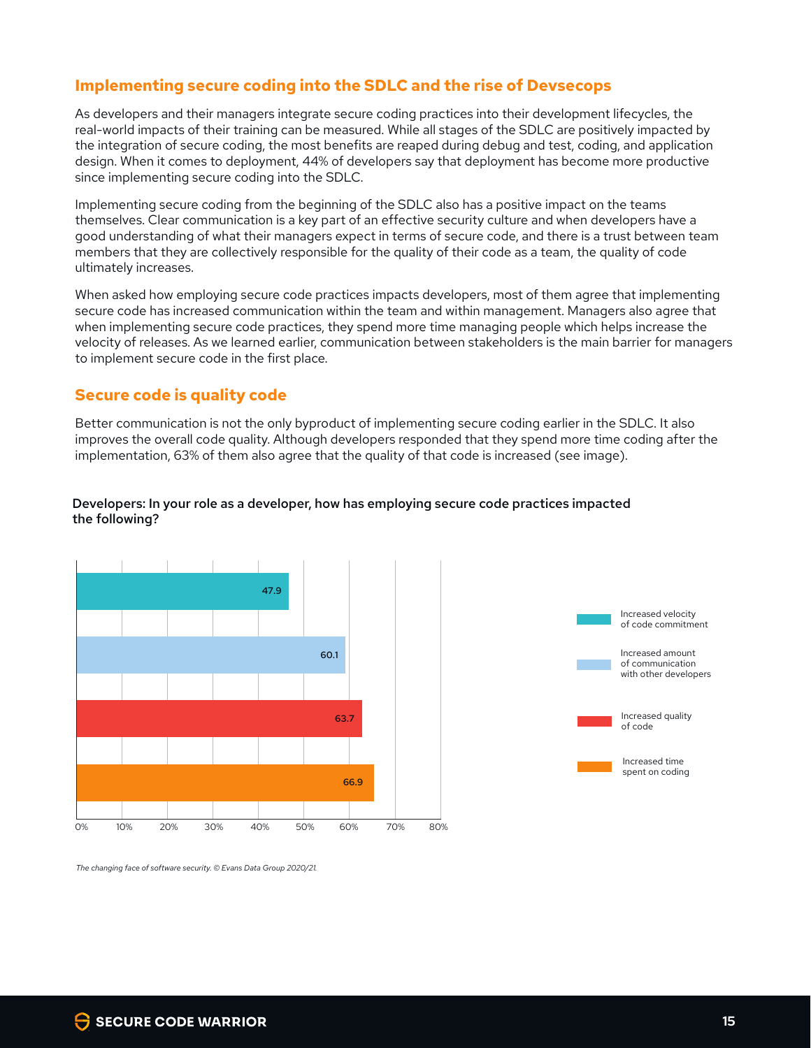## Implementing secure coding into the SDLC and the rise of Devsecops

As developers and their managers integrate secure coding practices into their development lifecycles, the real-world impacts of their training can be measured. While all stages of the SDLC are positively impacted by the integration of secure coding, the most benefits are reaped during debug and test, coding, and application design. When it comes to deployment, 44% of developers say that deployment has become more productive since implementing secure coding into the SDLC.

Implementing secure coding from the beginning of the SDLC also has a positive impact on the teams themselves. Clear communication is a key part of an effective security culture and when developers have a good understanding of what their managers expect in terms of secure code, and there is a trust between team members that they are collectively responsible for the quality of their code as a team, the quality of code ultimately increases.

When asked how employing secure code practices impacts developers, most of them agree that implementing secure code has increased communication within the team and within management. Managers also agree that when implementing secure code practices, they spend more time managing people which helps increase the velocity of releases. As we learned earlier, communication between stakeholders is the main barrier for managers to implement secure code in the first place.

## Secure code is quality code

Better communication is not the only byproduct of implementing secure coding earlier in the SDLC. It also improves the overall code quality. Although developers responded that they spend more time coding after the implementation, 63% of them also agree that the quality of that code is increased (see image).

**Developers: In your role as a developer, how has employing secure code practices impacted the following?**

| Impact | % |
|---|---|
| Increased velocity of code commitment | 47.9 |
| Increased amount of communication with other developers | 60.1 |
| Increased quality of code | 63.7 |
| Increased time spent on coding | 66.9 |

*The changing face of software security. © Evans Data Group 2020/21.*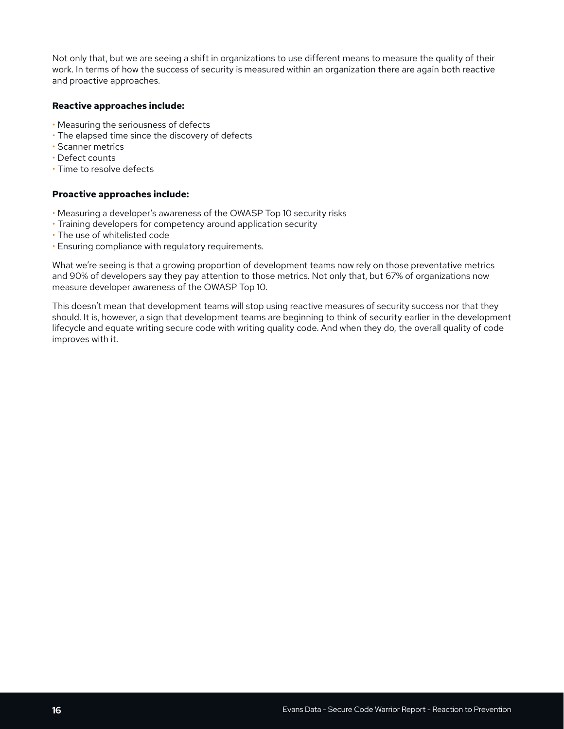Not only that, but we are seeing a shift in organizations to use different means to measure the quality of their work. In terms of how the success of security is measured within an organization there are again both reactive and proactive approaches.

**Reactive approaches include:**

- Measuring the seriousness of defects
- The elapsed time since the discovery of defects
- Scanner metrics
- Defect counts
- Time to resolve defects

**Proactive approaches include:**

- Measuring a developer's awareness of the OWASP Top 10 security risks
- Training developers for competency around application security
- The use of whitelisted code
- Ensuring compliance with regulatory requirements.

What we're seeing is that a growing proportion of development teams now rely on those preventative metrics and 90% of developers say they pay attention to those metrics. Not only that, but 67% of organizations now measure developer awareness of the OWASP Top 10.

This doesn't mean that development teams will stop using reactive measures of security success nor that they should. It is, however, a sign that development teams are beginning to think of security earlier in the development lifecycle and equate writing secure code with writing quality code. And when they do, the overall quality of code improves with it.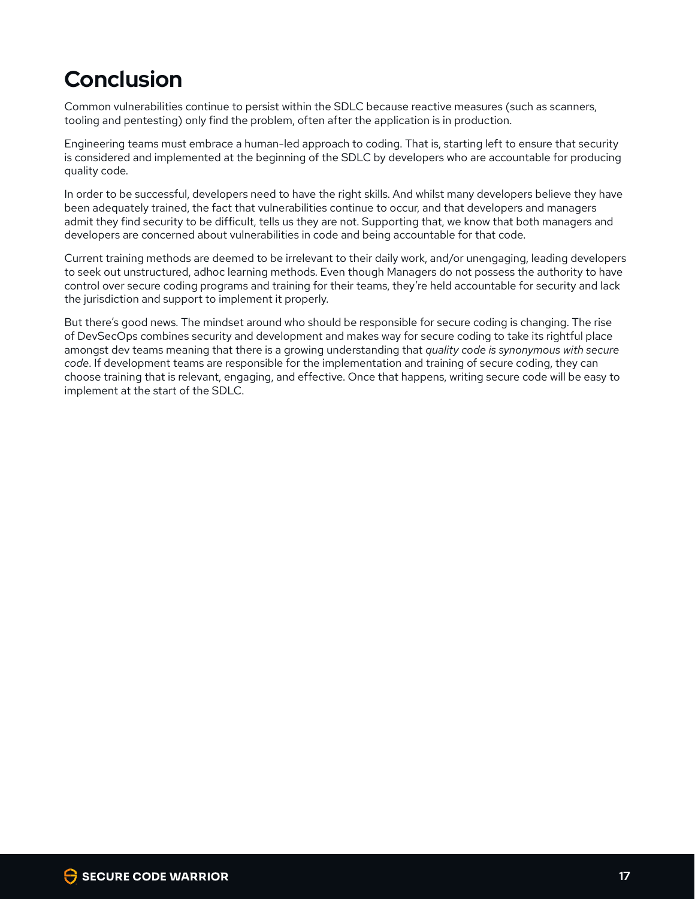# Conclusion

Common vulnerabilities continue to persist within the SDLC because reactive measures (such as scanners, tooling and pentesting) only find the problem, often after the application is in production.

Engineering teams must embrace a human-led approach to coding. That is, starting left to ensure that security is considered and implemented at the beginning of the SDLC by developers who are accountable for producing quality code.

In order to be successful, developers need to have the right skills. And whilst many developers believe they have been adequately trained, the fact that vulnerabilities continue to occur, and that developers and managers admit they find security to be difficult, tells us they are not. Supporting that, we know that both managers and developers are concerned about vulnerabilities in code and being accountable for that code.

Current training methods are deemed to be irrelevant to their daily work, and/or unengaging, leading developers to seek out unstructured, adhoc learning methods. Even though Managers do not possess the authority to have control over secure coding programs and training for their teams, they're held accountable for security and lack the jurisdiction and support to implement it properly.

But there's good news. The mindset around who should be responsible for secure coding is changing. The rise of DevSecOps combines security and development and makes way for secure coding to take its rightful place amongst dev teams meaning that there is a growing understanding that *quality code is synonymous with secure code*. If development teams are responsible for the implementation and training of secure coding, they can choose training that is relevant, engaging, and effective. Once that happens, writing secure code will be easy to implement at the start of the SDLC.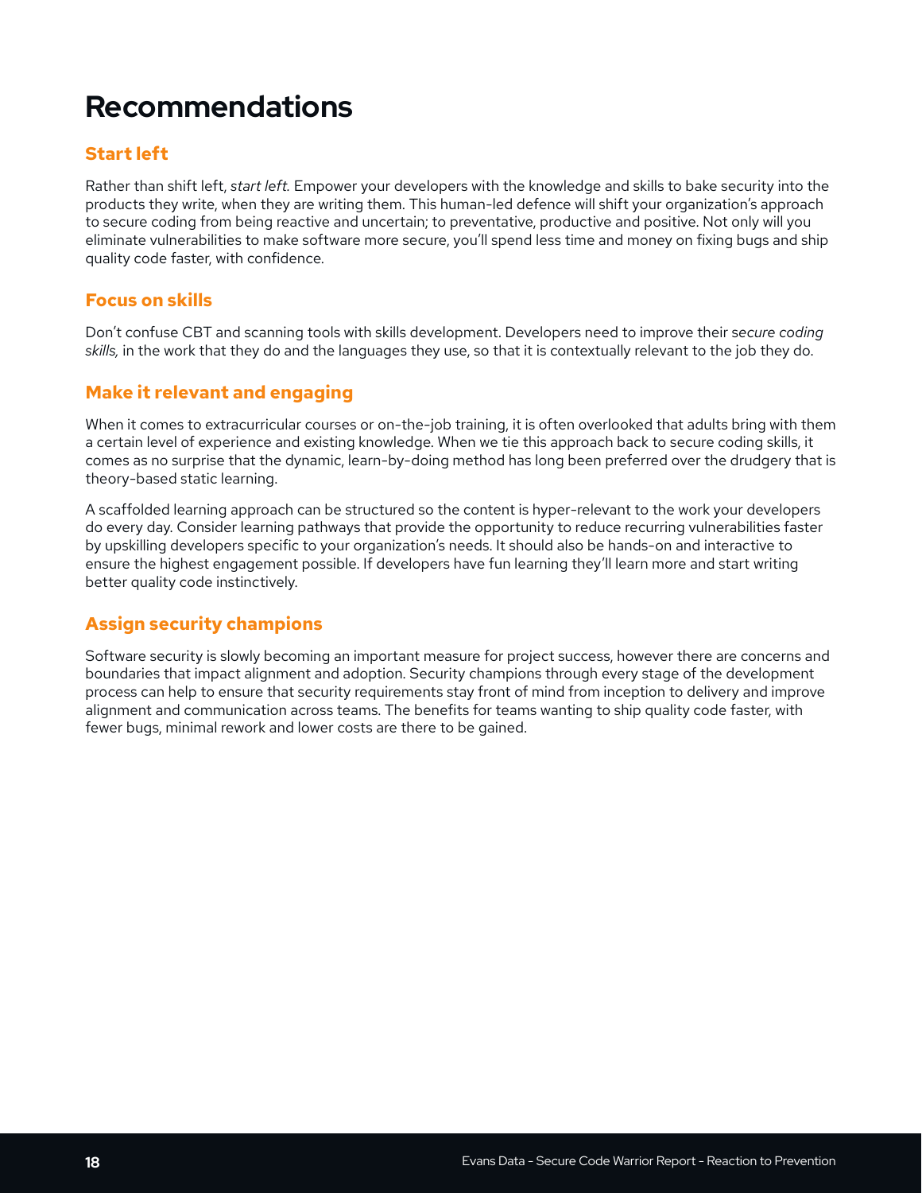# Recommendations

## Start left

Rather than shift left, *start left.* Empower your developers with the knowledge and skills to bake security into the products they write, when they are writing them. This human-led defence will shift your organization's approach to secure coding from being reactive and uncertain; to preventative, productive and positive. Not only will you eliminate vulnerabilities to make software more secure, you'll spend less time and money on fixing bugs and ship quality code faster, with confidence.

## Focus on skills

Don't confuse CBT and scanning tools with skills development. Developers need to improve their s*ecure coding skills,* in the work that they do and the languages they use, so that it is contextually relevant to the job they do.

## Make it relevant and engaging

When it comes to extracurricular courses or on-the-job training, it is often overlooked that adults bring with them a certain level of experience and existing knowledge. When we tie this approach back to secure coding skills, it comes as no surprise that the dynamic, learn-by-doing method has long been preferred over the drudgery that is theory-based static learning.

A scaffolded learning approach can be structured so the content is hyper-relevant to the work your developers do every day. Consider learning pathways that provide the opportunity to reduce recurring vulnerabilities faster by upskilling developers specific to your organization's needs. It should also be hands-on and interactive to ensure the highest engagement possible. If developers have fun learning they'll learn more and start writing better quality code instinctively.

## Assign security champions

Software security is slowly becoming an important measure for project success, however there are concerns and boundaries that impact alignment and adoption. Security champions through every stage of the development process can help to ensure that security requirements stay front of mind from inception to delivery and improve alignment and communication across teams. The benefits for teams wanting to ship quality code faster, with fewer bugs, minimal rework and lower costs are there to be gained.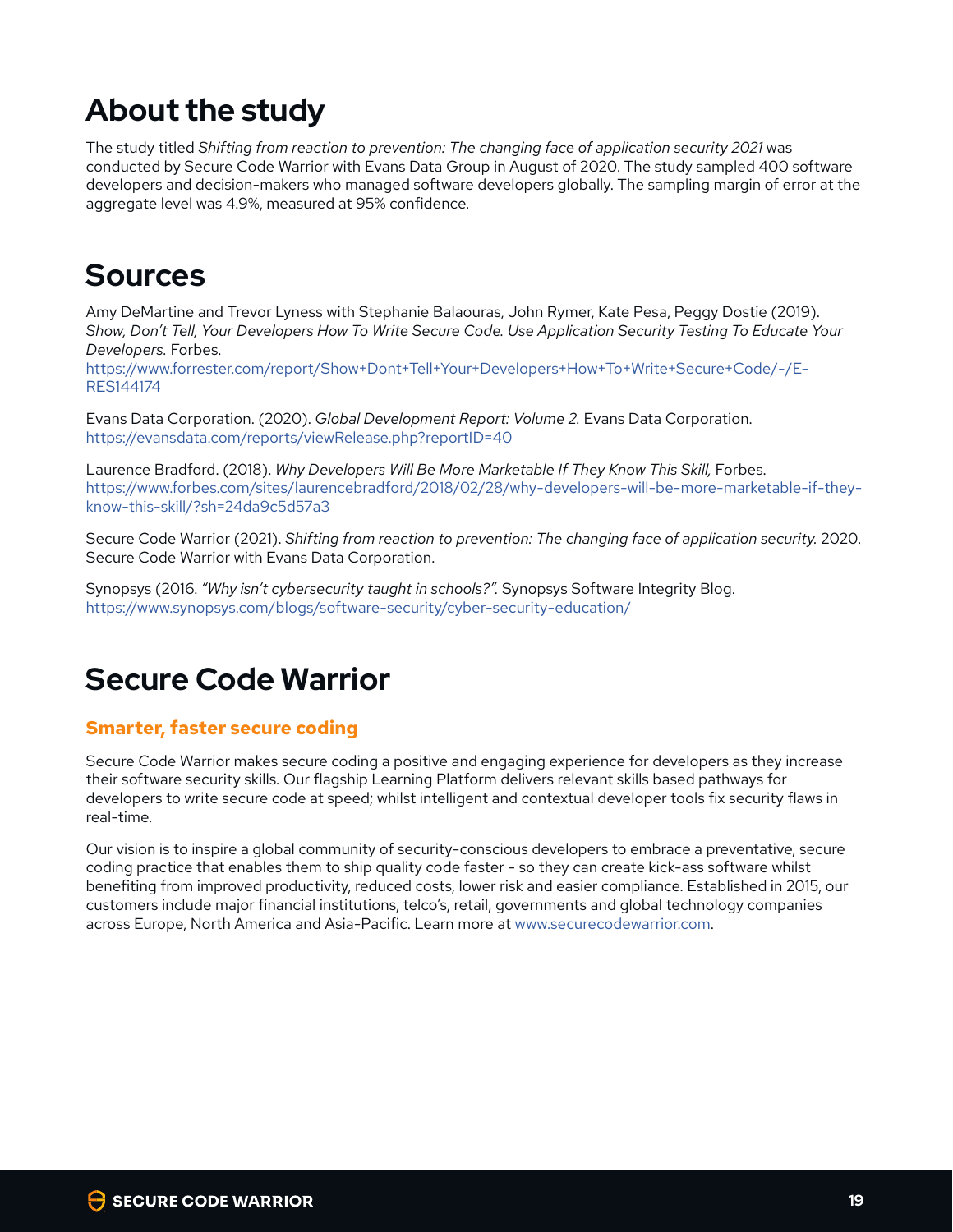# About the study

The study titled *Shifting from reaction to prevention: The changing face of application security 2021* was conducted by Secure Code Warrior with Evans Data Group in August of 2020. The study sampled 400 software developers and decision-makers who managed software developers globally. The sampling margin of error at the aggregate level was 4.9%, measured at 95% confidence.

# Sources

Amy DeMartine and Trevor Lyness with Stephanie Balaouras, John Rymer, Kate Pesa, Peggy Dostie (2019). *Show, Don't Tell, Your Developers How To Write Secure Code. Use Application Security Testing To Educate Your Developers.* Forbes.
https://www.forrester.com/report/Show+Dont+Tell+Your+Developers+How+To+Write+Secure+Code/-/E-RES144174

Evans Data Corporation. (2020). *Global Development Report: Volume 2.* Evans Data Corporation.
https://evansdata.com/reports/viewRelease.php?reportID=40

Laurence Bradford. (2018). *Why Developers Will Be More Marketable If They Know This Skill,* Forbes.
https://www.forbes.com/sites/laurencebradford/2018/02/28/why-developers-will-be-more-marketable-if-they-know-this-skill/?sh=24da9c5d57a3

Secure Code Warrior (2021). *Shifting from reaction to prevention: The changing face of application security.* 2020. Secure Code Warrior with Evans Data Corporation.

Synopsys (2016. *"Why isn't cybersecurity taught in schools?".* Synopsys Software Integrity Blog.
https://www.synopsys.com/blogs/software-security/cyber-security-education/

# Secure Code Warrior

## Smarter, faster secure coding

Secure Code Warrior makes secure coding a positive and engaging experience for developers as they increase their software security skills. Our flagship Learning Platform delivers relevant skills based pathways for developers to write secure code at speed; whilst intelligent and contextual developer tools fix security flaws in real-time.

Our vision is to inspire a global community of security-conscious developers to embrace a preventative, secure coding practice that enables them to ship quality code faster - so they can create kick-ass software whilst benefiting from improved productivity, reduced costs, lower risk and easier compliance. Established in 2015, our customers include major financial institutions, telco's, retail, governments and global technology companies across Europe, North America and Asia-Pacific. Learn more at www.securecodewarrior.com.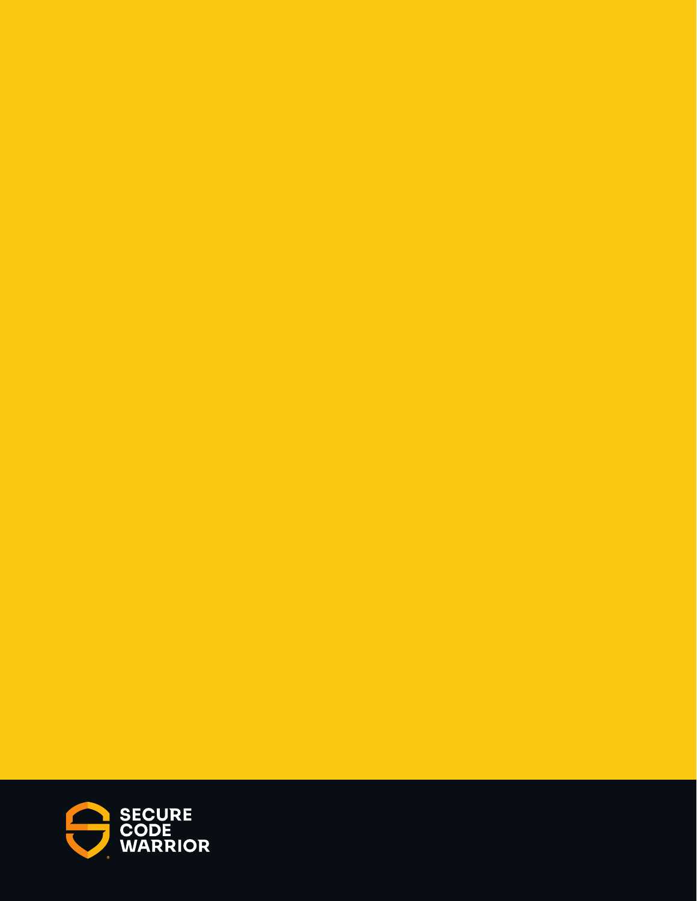SECURE
CODE
WARRIOR